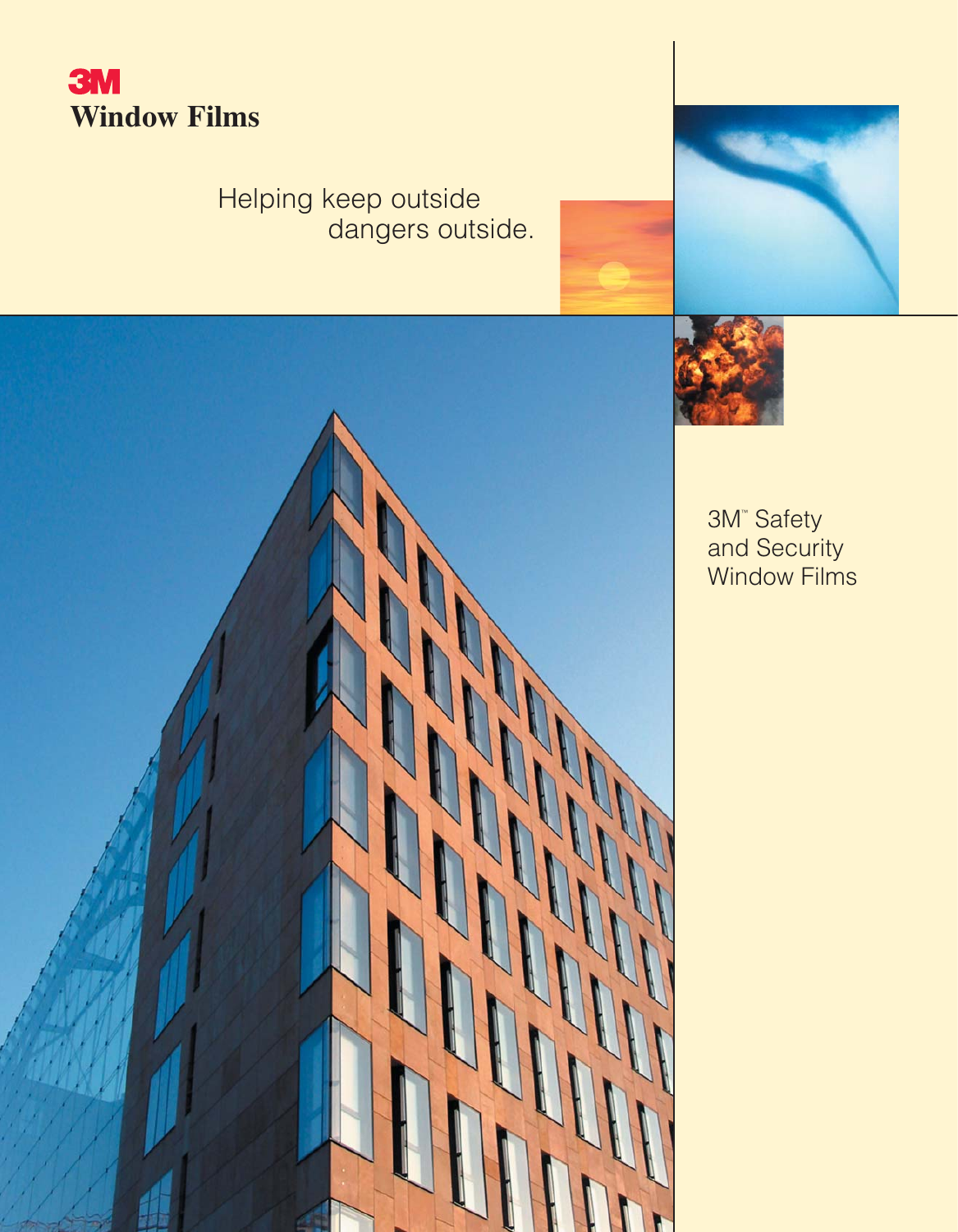3M

# Window Films

Helping keep outside dangers outside.

3M™ Safety and Security Window Films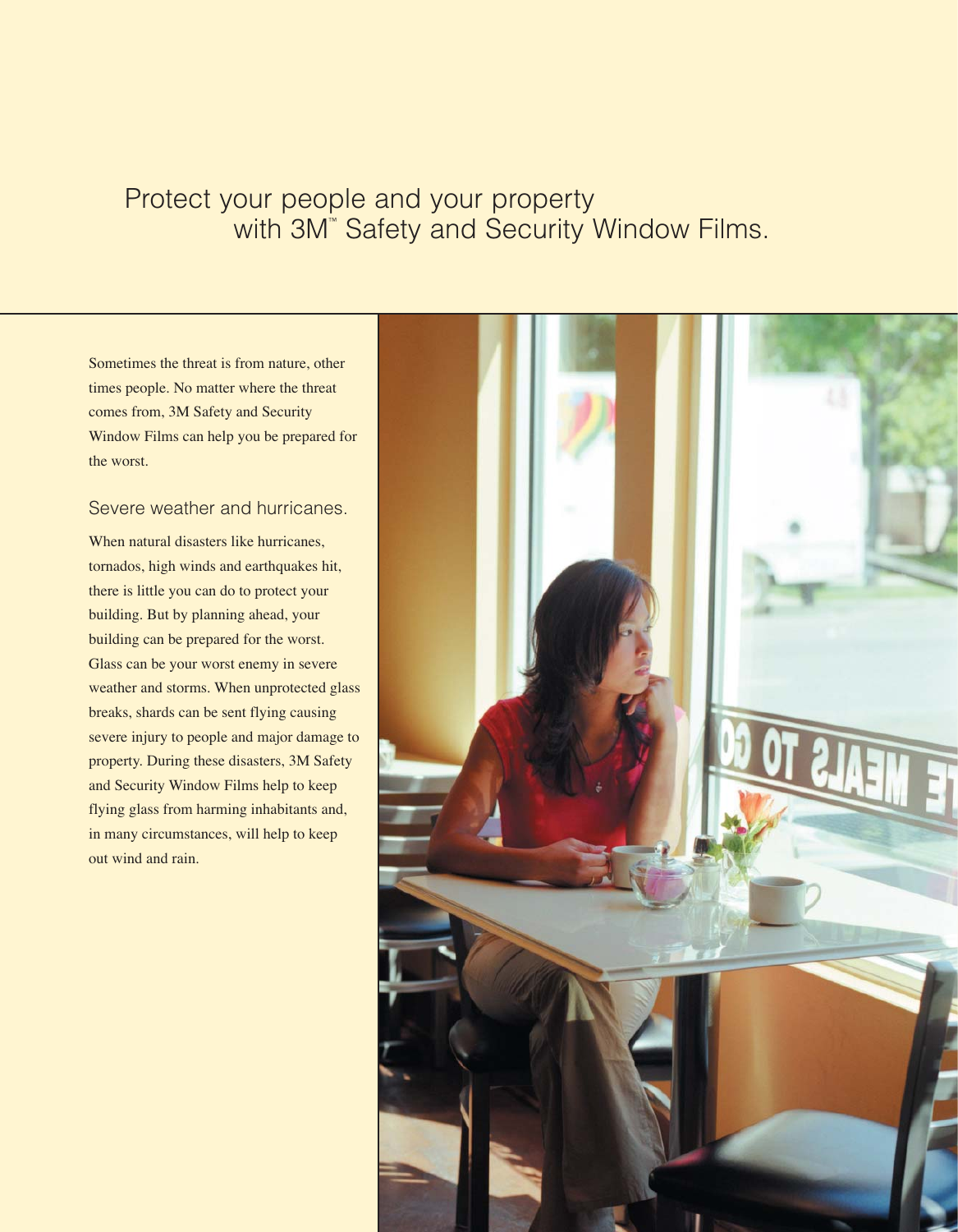# Protect your people and your property with 3M™ Safety and Security Window Films.

Sometimes the threat is from nature, other times people. No matter where the threat comes from, 3M Safety and Security Window Films can help you be prepared for the worst.

## Severe weather and hurricanes.

When natural disasters like hurricanes, tornados, high winds and earthquakes hit, there is little you can do to protect your building. But by planning ahead, your building can be prepared for the worst. Glass can be your worst enemy in severe weather and storms. When unprotected glass breaks, shards can be sent flying causing severe injury to people and major damage to property. During these disasters, 3M Safety and Security Window Films help to keep flying glass from harming inhabitants and, in many circumstances, will help to keep out wind and rain.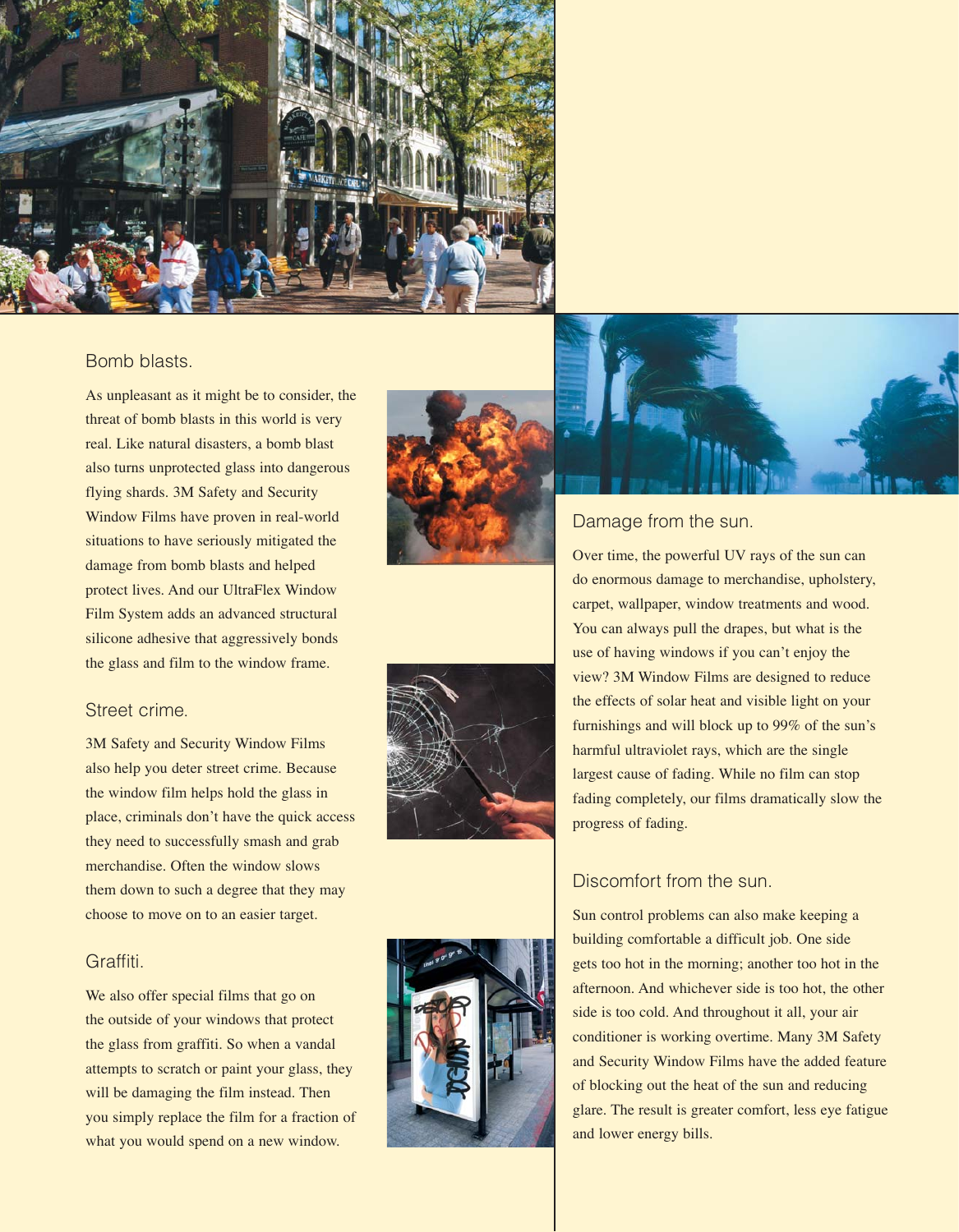## Bomb blasts.

As unpleasant as it might be to consider, the threat of bomb blasts in this world is very real. Like natural disasters, a bomb blast also turns unprotected glass into dangerous flying shards. 3M Safety and Security Window Films have proven in real-world situations to have seriously mitigated the damage from bomb blasts and helped protect lives. And our UltraFlex Window Film System adds an advanced structural silicone adhesive that aggressively bonds the glass and film to the window frame.

## Street crime.

3M Safety and Security Window Films also help you deter street crime. Because the window film helps hold the glass in place, criminals don't have the quick access they need to successfully smash and grab merchandise. Often the window slows them down to such a degree that they may choose to move on to an easier target.

## Graffiti.

We also offer special films that go on the outside of your windows that protect the glass from graffiti. So when a vandal attempts to scratch or paint your glass, they will be damaging the film instead. Then you simply replace the film for a fraction of what you would spend on a new window.

## Damage from the sun.

Over time, the powerful UV rays of the sun can do enormous damage to merchandise, upholstery, carpet, wallpaper, window treatments and wood. You can always pull the drapes, but what is the use of having windows if you can't enjoy the view? 3M Window Films are designed to reduce the effects of solar heat and visible light on your furnishings and will block up to 99% of the sun's harmful ultraviolet rays, which are the single largest cause of fading. While no film can stop fading completely, our films dramatically slow the progress of fading.

## Discomfort from the sun.

Sun control problems can also make keeping a building comfortable a difficult job. One side gets too hot in the morning; another too hot in the afternoon. And whichever side is too hot, the other side is too cold. And throughout it all, your air conditioner is working overtime. Many 3M Safety and Security Window Films have the added feature of blocking out the heat of the sun and reducing glare. The result is greater comfort, less eye fatigue and lower energy bills.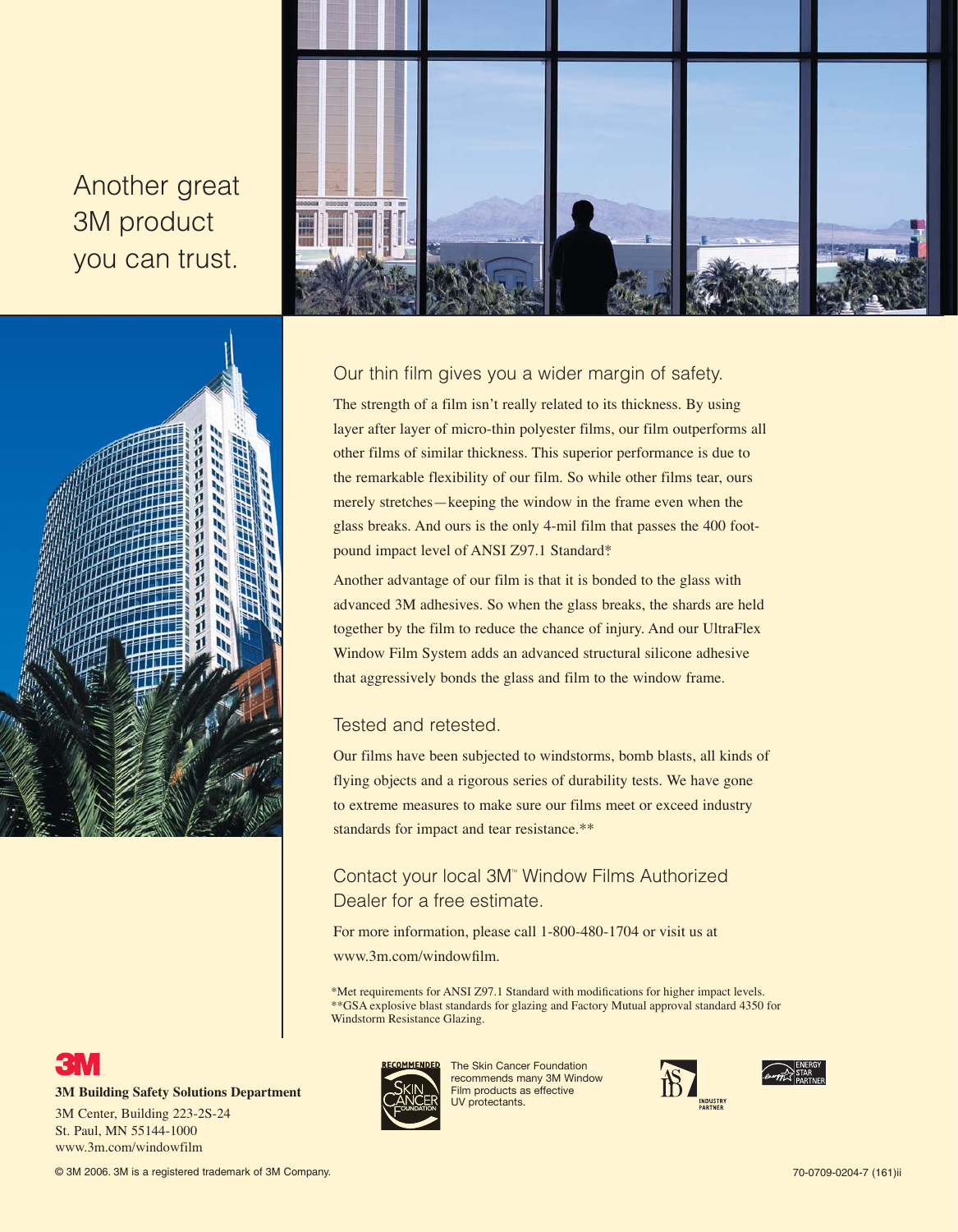# Another great 3M product you can trust.

## Our thin film gives you a wider margin of safety.

The strength of a film isn't really related to its thickness. By using layer after layer of micro-thin polyester films, our film outperforms all other films of similar thickness. This superior performance is due to the remarkable flexibility of our film. So while other films tear, ours merely stretches—keeping the window in the frame even when the glass breaks. And ours is the only 4-mil film that passes the 400 foot-pound impact level of ANSI Z97.1 Standard.*

Another advantage of our film is that it is bonded to the glass with advanced 3M adhesives. So when the glass breaks, the shards are held together by the film to reduce the chance of injury. And our UltraFlex Window Film System adds an advanced structural silicone adhesive that aggressively bonds the glass and film to the window frame.

## Tested and retested.

Our films have been subjected to windstorms, bomb blasts, all kinds of flying objects and a rigorous series of durability tests. We have gone to extreme measures to make sure our films meet or exceed industry standards for impact and tear resistance.**

## Contact your local 3M™ Window Films Authorized Dealer for a free estimate.

For more information, please call 1-800-480-1704 or visit us at www.3m.com/windowfilm.

*Met requirements for ANSI Z97.1 Standard with modifications for higher impact levels.
**GSA explosive blast standards for glazing and Factory Mutual approval standard 4350 for Windstorm Resistance Glazing.

3M

**3M Building Safety Solutions Department**

3M Center, Building 223-2S-24
St. Paul, MN 55144-1000
www.3m.com/windowfilm

RECOMMENDED SKIN CANCER FOUNDATION

The Skin Cancer Foundation recommends many 3M Window Film products as effective UV protectants.

ASID INDUSTRY PARTNER

ENERGY STAR PARTNER

© 3M 2006. 3M is a registered trademark of 3M Company.

70-0709-0204-7 (161)ii